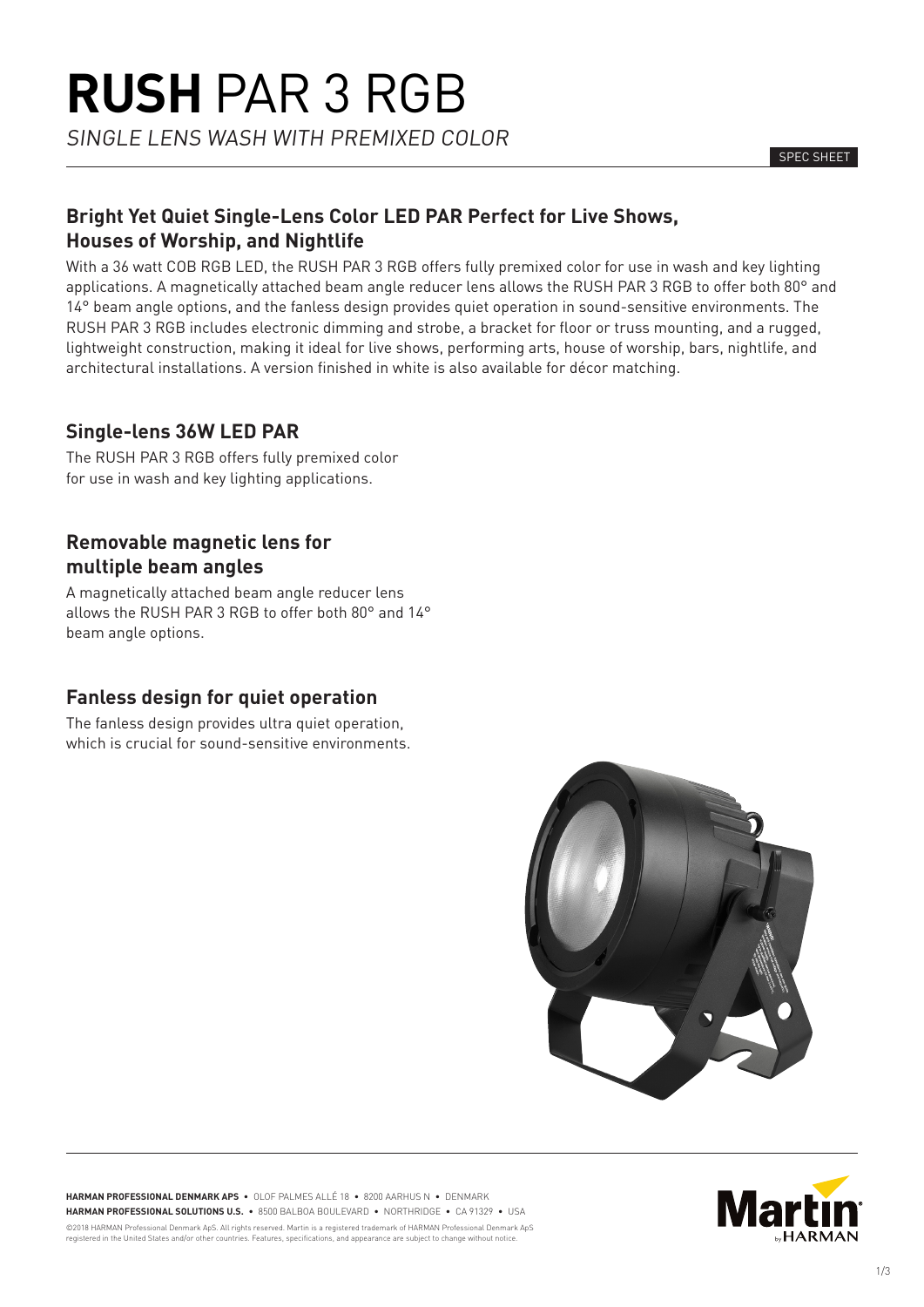# **RUSH** PAR 3 RGB

*SINGLE LENS WASH WITH PREMIXED COLOR*

SPEC SHEET

## Bright Yet Quiet Single-Lens Color LED PAR Perfect for Live Shows, Houses of Worship, and Nightlife

With a 36 watt COB RGB LED, the RUSH PAR 3 RGB offers fully premixed color for use in wash and key lighting applications. A magnetically attached beam angle reducer lens allows the RUSH PAR 3 RGB to offer both 80° and 14° beam angle options, and the fanless design provides quiet operation in sound-sensitive environments. The RUSH PAR 3 RGB includes electronic dimming and strobe, a bracket for floor or truss mounting, and a rugged, lightweight construction, making it ideal for live shows, performing arts, house of worship, bars, nightlife, and architectural installations. A version finished in white is also available for décor matching.

## Single-lens 36W LED PAR

The RUSH PAR 3 RGB offers fully premixed color for use in wash and key lighting applications.

## Removable magnetic lens for multiple beam angles

A magnetically attached beam angle reducer lens allows the RUSH PAR 3 RGB to offer both 80° and 14° beam angle options.

## Fanless design for quiet operation

The fanless design provides ultra quiet operation, which is crucial for sound-sensitive environments.

**HARMAN PROFESSIONAL DENMARK APS** • OLOF PALMES ALLÉ 18 • 8200 AARHUS N • DENMARK
**HARMAN PROFESSIONAL SOLUTIONS U.S.** • 8500 BALBOA BOULEVARD • NORTHRIDGE • CA 91329 • USA

©2018 HARMAN Professional Denmark ApS. All rights reserved. Martin is a registered trademark of HARMAN Professional Denmark ApS registered in the United States and/or other countries. Features, specifications, and appearance are subject to change without notice.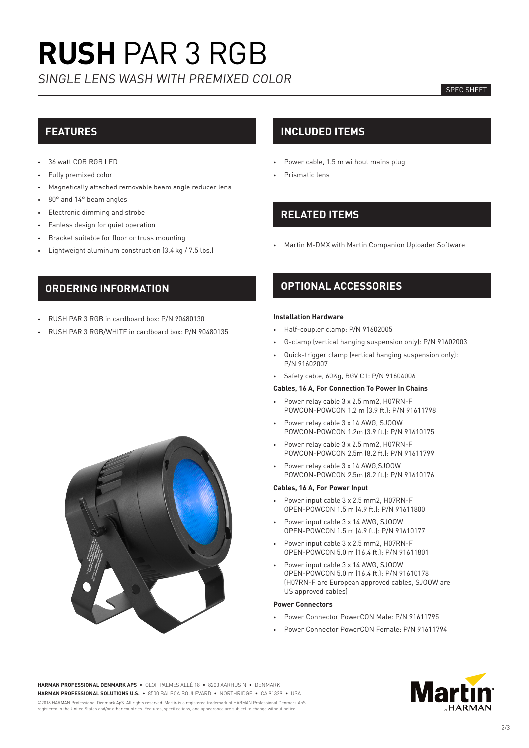# **RUSH** PAR 3 RGB

*SINGLE LENS WASH WITH PREMIXED COLOR*

SPEC SHEET

## FEATURES

- 36 watt COB RGB LED
- Fully premixed color
- Magnetically attached removable beam angle reducer lens
- 80° and 14° beam angles
- Electronic dimming and strobe
- Fanless design for quiet operation
- Bracket suitable for floor or truss mounting
- Lightweight aluminum construction (3.4 kg / 7.5 lbs.)

## ORDERING INFORMATION

- RUSH PAR 3 RGB in cardboard box: P/N 90480130
- RUSH PAR 3 RGB/WHITE in cardboard box: P/N 90480135

## INCLUDED ITEMS

- Power cable, 1.5 m without mains plug
- Prismatic lens

## RELATED ITEMS

- Martin M-DMX with Martin Companion Uploader Software

## OPTIONAL ACCESSORIES

**Installation Hardware**

- Half-coupler clamp: P/N 91602005
- G-clamp (vertical hanging suspension only): P/N 91602003
- Quick-trigger clamp (vertical hanging suspension only): P/N 91602007
- Safety cable, 60Kg, BGV C1: P/N 91604006

**Cables, 16 A, For Connection To Power In Chains**

- Power relay cable 3 x 2.5 mm2, H07RN-F POWCON-POWCON 1.2 m (3.9 ft.): P/N 91611798
- Power relay cable 3 x 14 AWG, SJOOW POWCON-POWCON 1.2m (3.9 ft.): P/N 91610175
- Power relay cable 3 x 2.5 mm2, H07RN-F POWCON-POWCON 2.5m (8.2 ft.): P/N 91611799
- Power relay cable 3 x 14 AWG,SJOOW POWCON-POWCON 2.5m (8.2 ft.): P/N 91610176

**Cables, 16 A, For Power Input**

- Power input cable 3 x 2.5 mm2, H07RN-F OPEN-POWCON 1.5 m (4.9 ft.): P/N 91611800
- Power input cable 3 x 14 AWG, SJOOW OPEN-POWCON 1.5 m (4.9 ft.): P/N 91610177
- Power input cable 3 x 2.5 mm2, H07RN-F OPEN-POWCON 5.0 m (16.4 ft.): P/N 91611801
- Power input cable 3 x 14 AWG, SJOOW OPEN-POWCON 5.0 m (16.4 ft.): P/N 91610178 (H07RN-F are European approved cables, SJOOW are US approved cables)

**Power Connectors**

- Power Connector PowerCON Male: P/N 91611795
- Power Connector PowerCON Female: P/N 91611794

**HARMAN PROFESSIONAL DENMARK APS** • OLOF PALMES ALLÉ 18 • 8200 AARHUS N • DENMARK
**HARMAN PROFESSIONAL SOLUTIONS U.S.** • 8500 BALBOA BOULEVARD • NORTHRIDGE • CA 91329 • USA

©2018 HARMAN Professional Denmark ApS. All rights reserved. Martin is a registered trademark of HARMAN Professional Denmark ApS registered in the United States and/or other countries. Features, specifications, and appearance are subject to change without notice.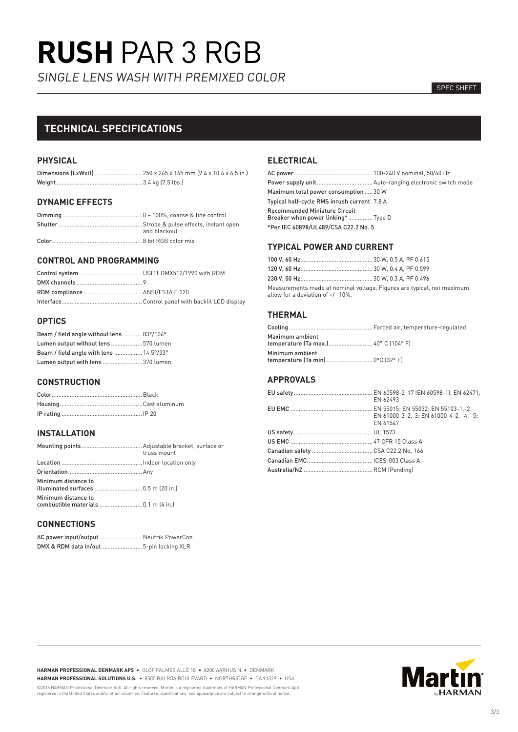# **RUSH** PAR 3 RGB

*SINGLE LENS WASH WITH PREMIXED COLOR*

SPEC SHEET

## TECHNICAL SPECIFICATIONS

### PHYSICAL

| | |
|---|---|
| Dimensions (LxWxH) | 250 x 265 x 165 mm (9.4 x 10.6 x 6.5 in.) |
| Weight | 3.4 kg (7.5 lbs.) |

### DYNAMIC EFFECTS

| | |
|---|---|
| Dimming | 0 – 100%, coarse & fine control |
| Shutter | Strobe & pulse effects, instant open and blackout |
| Color | 8 bit RGB color mix |

### CONTROL AND PROGRAMMING

| | |
|---|---|
| Control system | USITT DMX512/1990 with RDM |
| DMX channels | 9 |
| RDM compliance | ANSI/ESTA E.120 |
| Interface | Control panel with backlit LCD display |

### OPTICS

| | |
|---|---|
| Beam / field angle without lens | 83°/106° |
| Lumen output without lens | 570 lumen |
| Beam / field angle with lens | 14.5°/33° |
| Lumen output with lens | 370 lumen |

### CONSTRUCTION

| | |
|---|---|
| Color | Black |
| Housing | Cast aluminum |
| IP rating | IP 20 |

### INSTALLATION

| | |
|---|---|
| Mounting points | Adjustable bracket, surface or truss mount |
| Location | Indoor location only |
| Orientation | Any |
| Minimum distance to illuminated surfaces | 0.5 m (20 in.) |
| Minimum distance to combustible materials | 0.1 m (4 in.) |

### CONNECTIONS

| | |
|---|---|
| AC power input/output | Neutrik PowerCon |
| DMX & RDM data in/out | 5-pin locking XLR |

### ELECTRICAL

| | |
|---|---|
| AC power | 100-240 V nominal, 50/60 Hz |
| Power supply unit | Auto-ranging electronic switch mode |
| Maximum total power consumption | 30 W |
| Typical half-cycle RMS inrush current | 7.8 A |
| Recommended Miniature Circuit Breaker when power linking* | Type D |

*Per IEC 60898/UL489/CSA C22.2 No. 5

### TYPICAL POWER AND CURRENT

| | |
|---|---|
| 100 V, 60 Hz | 30 W, 0.5 A, PF 0.615 |
| 120 V, 60 Hz | 30 W, 0.4 A, PF 0.599 |
| 230 V, 50 Hz | 30 W, 0.3 A, PF 0.496 |

Measurements made at nominal voltage. Figures are typical, not maximum, allow for a deviation of +/- 10%.

### THERMAL

| | |
|---|---|
| Cooling | Forced air, temperature-regulated |
| Maximum ambient temperature (Ta max.) | 40° C (104° F) |
| Minimum ambient temperature (Ta min) | 0°C (32° F) |

### APPROVALS

| | |
|---|---|
| EU safety | EN 60598-2-17 (EN 60598-1), EN 62471, EN 62493 |
| EU EMC | EN 55015; EN 55032; EN 55103-1,-2; EN 61000-3-2,-3; EN 61000-4-2, -4, -5; EN 61547 |
| US safety | UL 1573 |
| US EMC | 47 CFR 15 Class A |
| Canadian safety | CSA C22.2 No. 166 |
| Canadian EMC | ICES-003 Class A |
| Australia/NZ | RCM (Pending) |

**HARMAN PROFESSIONAL DENMARK APS** • OLOF PALMES ALLÉ 18 • 8200 AARHUS N • DENMARK
**HARMAN PROFESSIONAL SOLUTIONS U.S.** • 8500 BALBOA BOULEVARD • NORTHRIDGE • CA 91329 • USA

©2018 HARMAN Professional Denmark ApS. All rights reserved. Martin is a registered trademark of HARMAN Professional Denmark ApS registered in the United States and/or other countries. Features, specifications, and appearance are subject to change without notice.

Martin by HARMAN